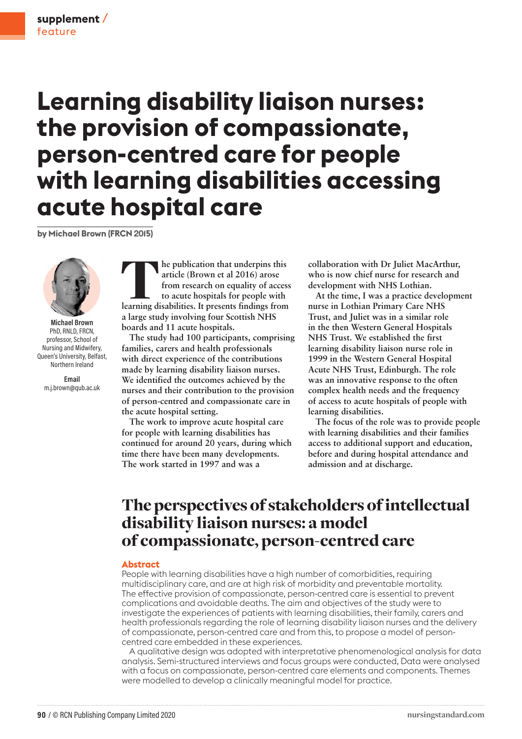supplement / feature

# Learning disability liaison nurses: the provision of compassionate, person-centred care for people with learning disabilities accessing acute hospital care

**by Michael Brown (FRCN 2015)**

**Michael Brown**
PhD, RNLD, FRCN, professor, School of Nursing and Midwifery, Queen's University, Belfast, Northern Ireland

**Email**
m.j.brown@qub.ac.uk

The publication that underpins this article (Brown et al 2016) arose from research on equality of access to acute hospitals for people with learning disabilities. It presents findings from a large study involving four Scottish NHS boards and 11 acute hospitals.

The study had 100 participants, comprising families, carers and health professionals with direct experience of the contributions made by learning disability liaison nurses. We identified the outcomes achieved by the nurses and their contribution to the provision of person-centred and compassionate care in the acute hospital setting.

The work to improve acute hospital care for people with learning disabilities has continued for around 20 years, during which time there have been many developments. The work started in 1997 and was a collaboration with Dr Juliet MacArthur, who is now chief nurse for research and development with NHS Lothian.

At the time, I was a practice development nurse in Lothian Primary Care NHS Trust, and Juliet was in a similar role in the then Western General Hospitals NHS Trust. We established the first learning disability liaison nurse role in 1999 in the Western General Hospital Acute NHS Trust, Edinburgh. The role was an innovative response to the often complex health needs and the frequency of access to acute hospitals of people with learning disabilities.

The focus of the role was to provide people with learning disabilities and their families access to additional support and education, before and during hospital attendance and admission and at discharge.

## The perspectives of stakeholders of intellectual disability liaison nurses: a model of compassionate, person-centred care

### Abstract

People with learning disabilities have a high number of comorbidities, requiring multidisciplinary care, and are at high risk of morbidity and preventable mortality. The effective provision of compassionate, person-centred care is essential to prevent complications and avoidable deaths. The aim and objectives of the study were to investigate the experiences of patients with learning disabilities, their family, carers and health professionals regarding the role of learning disability liaison nurses and the delivery of compassionate, person-centred care and from this, to propose a model of person-centred care embedded in these experiences.

A qualitative design was adopted with interpretative phenomenological analysis for data analysis. Semi-structured interviews and focus groups were conducted, Data were analysed with a focus on compassionate, person-centred care elements and components. Themes were modelled to develop a clinically meaningful model for practice.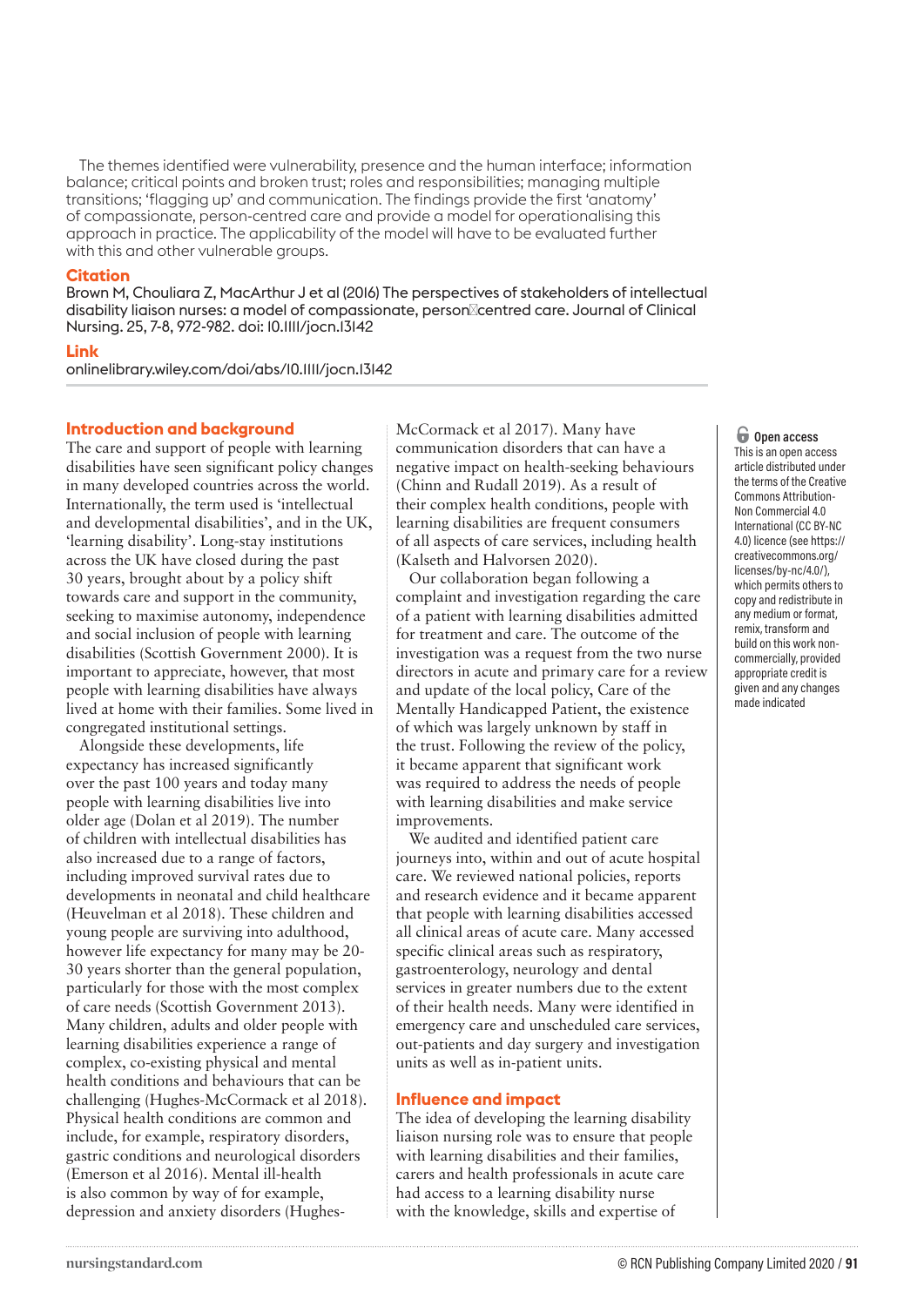The themes identified were vulnerability, presence and the human interface; information balance; critical points and broken trust; roles and responsibilities; managing multiple transitions; 'flagging up' and communication. The findings provide the first 'anatomy' of compassionate, person-centred care and provide a model for operationalising this approach in practice. The applicability of the model will have to be evaluated further with this and other vulnerable groups.

**Citation**
Brown M, Chouliara Z, MacArthur J et al (2016) The perspectives of stakeholders of intellectual disability liaison nurses: a model of compassionate, person‐centred care. Journal of Clinical Nursing. 25, 7-8, 972-982. doi: 10.1111/jocn.13142

**Link**
onlinelibrary.wiley.com/doi/abs/10.1111/jocn.13142

## Introduction and background

The care and support of people with learning disabilities have seen significant policy changes in many developed countries across the world. Internationally, the term used is 'intellectual and developmental disabilities', and in the UK, 'learning disability'. Long-stay institutions across the UK have closed during the past 30 years, brought about by a policy shift towards care and support in the community, seeking to maximise autonomy, independence and social inclusion of people with learning disabilities (Scottish Government 2000). It is important to appreciate, however, that most people with learning disabilities have always lived at home with their families. Some lived in congregated institutional settings.

Alongside these developments, life expectancy has increased significantly over the past 100 years and today many people with learning disabilities live into older age (Dolan et al 2019). The number of children with intellectual disabilities has also increased due to a range of factors, including improved survival rates due to developments in neonatal and child healthcare (Heuvelman et al 2018). These children and young people are surviving into adulthood, however life expectancy for many may be 20-30 years shorter than the general population, particularly for those with the most complex of care needs (Scottish Government 2013). Many children, adults and older people with learning disabilities experience a range of complex, co-existing physical and mental health conditions and behaviours that can be challenging (Hughes-McCormack et al 2018). Physical health conditions are common and include, for example, respiratory disorders, gastric conditions and neurological disorders (Emerson et al 2016). Mental ill-health is also common by way of for example, depression and anxiety disorders (Hughes-McCormack et al 2017). Many have communication disorders that can have a negative impact on health-seeking behaviours (Chinn and Rudall 2019). As a result of their complex health conditions, people with learning disabilities are frequent consumers of all aspects of care services, including health (Kalseth and Halvorsen 2020).

Our collaboration began following a complaint and investigation regarding the care of a patient with learning disabilities admitted for treatment and care. The outcome of the investigation was a request from the two nurse directors in acute and primary care for a review and update of the local policy, Care of the Mentally Handicapped Patient, the existence of which was largely unknown by staff in the trust. Following the review of the policy, it became apparent that significant work was required to address the needs of people with learning disabilities and make service improvements.

We audited and identified patient care journeys into, within and out of acute hospital care. We reviewed national policies, reports and research evidence and it became apparent that people with learning disabilities accessed all clinical areas of acute care. Many accessed specific clinical areas such as respiratory, gastroenterology, neurology and dental services in greater numbers due to the extent of their health needs. Many were identified in emergency care and unscheduled care services, out-patients and day surgery and investigation units as well as in-patient units.

## Influence and impact

The idea of developing the learning disability liaison nursing role was to ensure that people with learning disabilities and their families, carers and health professionals in acute care had access to a learning disability nurse with the knowledge, skills and expertise of

**Open access**
This is an open access article distributed under the terms of the Creative Commons Attribution-Non Commercial 4.0 International (CC BY-NC 4.0) licence (see https://creativecommons.org/licenses/by-nc/4.0/), which permits others to copy and redistribute in any medium or format, remix, transform and build on this work non-commercially, provided appropriate credit is given and any changes made indicated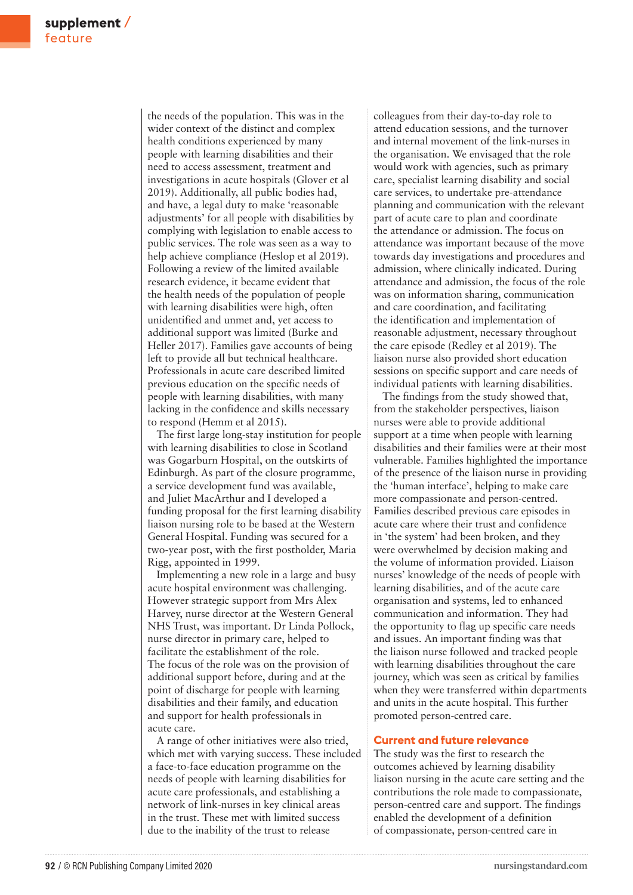the needs of the population. This was in the wider context of the distinct and complex health conditions experienced by many people with learning disabilities and their need to access assessment, treatment and investigations in acute hospitals (Glover et al 2019). Additionally, all public bodies had, and have, a legal duty to make 'reasonable adjustments' for all people with disabilities by complying with legislation to enable access to public services. The role was seen as a way to help achieve compliance (Heslop et al 2019). Following a review of the limited available research evidence, it became evident that the health needs of the population of people with learning disabilities were high, often unidentified and unmet and, yet access to additional support was limited (Burke and Heller 2017). Families gave accounts of being left to provide all but technical healthcare. Professionals in acute care described limited previous education on the specific needs of people with learning disabilities, with many lacking in the confidence and skills necessary to respond (Hemm et al 2015).

The first large long-stay institution for people with learning disabilities to close in Scotland was Gogarburn Hospital, on the outskirts of Edinburgh. As part of the closure programme, a service development fund was available, and Juliet MacArthur and I developed a funding proposal for the first learning disability liaison nursing role to be based at the Western General Hospital. Funding was secured for a two-year post, with the first postholder, Maria Rigg, appointed in 1999.

Implementing a new role in a large and busy acute hospital environment was challenging. However strategic support from Mrs Alex Harvey, nurse director at the Western General NHS Trust, was important. Dr Linda Pollock, nurse director in primary care, helped to facilitate the establishment of the role. The focus of the role was on the provision of additional support before, during and at the point of discharge for people with learning disabilities and their family, and education and support for health professionals in acute care.

A range of other initiatives were also tried, which met with varying success. These included a face-to-face education programme on the needs of people with learning disabilities for acute care professionals, and establishing a network of link-nurses in key clinical areas in the trust. These met with limited success due to the inability of the trust to release colleagues from their day-to-day role to attend education sessions, and the turnover and internal movement of the link-nurses in the organisation. We envisaged that the role would work with agencies, such as primary care, specialist learning disability and social care services, to undertake pre-attendance planning and communication with the relevant part of acute care to plan and coordinate the attendance or admission. The focus on attendance was important because of the move towards day investigations and procedures and admission, where clinically indicated. During attendance and admission, the focus of the role was on information sharing, communication and care coordination, and facilitating the identification and implementation of reasonable adjustment, necessary throughout the care episode (Redley et al 2019). The liaison nurse also provided short education sessions on specific support and care needs of individual patients with learning disabilities.

The findings from the study showed that, from the stakeholder perspectives, liaison nurses were able to provide additional support at a time when people with learning disabilities and their families were at their most vulnerable. Families highlighted the importance of the presence of the liaison nurse in providing the 'human interface', helping to make care more compassionate and person-centred. Families described previous care episodes in acute care where their trust and confidence in 'the system' had been broken, and they were overwhelmed by decision making and the volume of information provided. Liaison nurses' knowledge of the needs of people with learning disabilities, and of the acute care organisation and systems, led to enhanced communication and information. They had the opportunity to flag up specific care needs and issues. An important finding was that the liaison nurse followed and tracked people with learning disabilities throughout the care journey, which was seen as critical by families when they were transferred within departments and units in the acute hospital. This further promoted person-centred care.

## Current and future relevance

The study was the first to research the outcomes achieved by learning disability liaison nursing in the acute care setting and the contributions the role made to compassionate, person-centred care and support. The findings enabled the development of a definition of compassionate, person-centred care in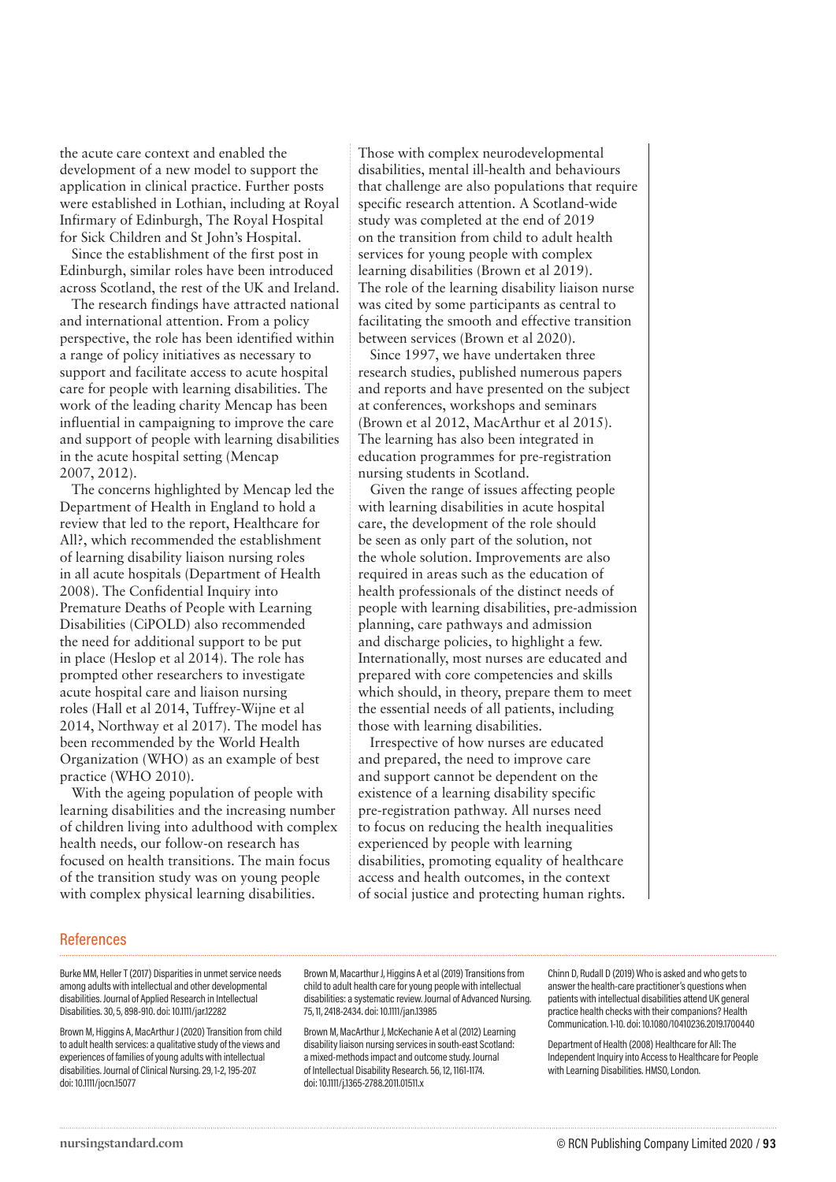the acute care context and enabled the development of a new model to support the application in clinical practice. Further posts were established in Lothian, including at Royal Infirmary of Edinburgh, The Royal Hospital for Sick Children and St John's Hospital.

Since the establishment of the first post in Edinburgh, similar roles have been introduced across Scotland, the rest of the UK and Ireland.

The research findings have attracted national and international attention. From a policy perspective, the role has been identified within a range of policy initiatives as necessary to support and facilitate access to acute hospital care for people with learning disabilities. The work of the leading charity Mencap has been influential in campaigning to improve the care and support of people with learning disabilities in the acute hospital setting (Mencap 2007, 2012).

The concerns highlighted by Mencap led the Department of Health in England to hold a review that led to the report, Healthcare for All?, which recommended the establishment of learning disability liaison nursing roles in all acute hospitals (Department of Health 2008). The Confidential Inquiry into Premature Deaths of People with Learning Disabilities (CiPOLD) also recommended the need for additional support to be put in place (Heslop et al 2014). The role has prompted other researchers to investigate acute hospital care and liaison nursing roles (Hall et al 2014, Tuffrey-Wijne et al 2014, Northway et al 2017). The model has been recommended by the World Health Organization (WHO) as an example of best practice (WHO 2010).

With the ageing population of people with learning disabilities and the increasing number of children living into adulthood with complex health needs, our follow-on research has focused on health transitions. The main focus of the transition study was on young people with complex physical learning disabilities.

Those with complex neurodevelopmental disabilities, mental ill-health and behaviours that challenge are also populations that require specific research attention. A Scotland-wide study was completed at the end of 2019 on the transition from child to adult health services for young people with complex learning disabilities (Brown et al 2019). The role of the learning disability liaison nurse was cited by some participants as central to facilitating the smooth and effective transition between services (Brown et al 2020).

Since 1997, we have undertaken three research studies, published numerous papers and reports and have presented on the subject at conferences, workshops and seminars (Brown et al 2012, MacArthur et al 2015). The learning has also been integrated in education programmes for pre-registration nursing students in Scotland.

Given the range of issues affecting people with learning disabilities in acute hospital care, the development of the role should be seen as only part of the solution, not the whole solution. Improvements are also required in areas such as the education of health professionals of the distinct needs of people with learning disabilities, pre-admission planning, care pathways and admission and discharge policies, to highlight a few. Internationally, most nurses are educated and prepared with core competencies and skills which should, in theory, prepare them to meet the essential needs of all patients, including those with learning disabilities.

Irrespective of how nurses are educated and prepared, the need to improve care and support cannot be dependent on the existence of a learning disability specific pre-registration pathway. All nurses need to focus on reducing the health inequalities experienced by people with learning disabilities, promoting equality of healthcare access and health outcomes, in the context of social justice and protecting human rights.

## References

Burke MM, Heller T (2017) Disparities in unmet service needs among adults with intellectual and other developmental disabilities. Journal of Applied Research in Intellectual Disabilities. 30, 5, 898-910. doi: 10.1111/jar.12282

Brown M, Higgins A, MacArthur J (2020) Transition from child to adult health services: a qualitative study of the views and experiences of families of young adults with intellectual disabilities. Journal of Clinical Nursing. 29, 1-2, 195-207. doi: 10.1111/jocn.15077

Brown M, Macarthur J, Higgins A et al (2019) Transitions from child to adult health care for young people with intellectual disabilities: a systematic review. Journal of Advanced Nursing. 75, 11, 2418-2434. doi: 10.1111/jan.13985

Brown M, MacArthur J, McKechanie A et al (2012) Learning disability liaison nursing services in south-east Scotland: a mixed-methods impact and outcome study. Journal of Intellectual Disability Research. 56, 12, 1161-1174. doi: 10.1111/j.1365-2788.2011.01511.x

Chinn D, Rudall D (2019) Who is asked and who gets to answer the health-care practitioner's questions when patients with intellectual disabilities attend UK general practice health checks with their companions? Health Communication. 1-10. doi: 10.1080/10410236.2019.1700440

Department of Health (2008) Healthcare for All: The Independent Inquiry into Access to Healthcare for People with Learning Disabilities. HMSO, London.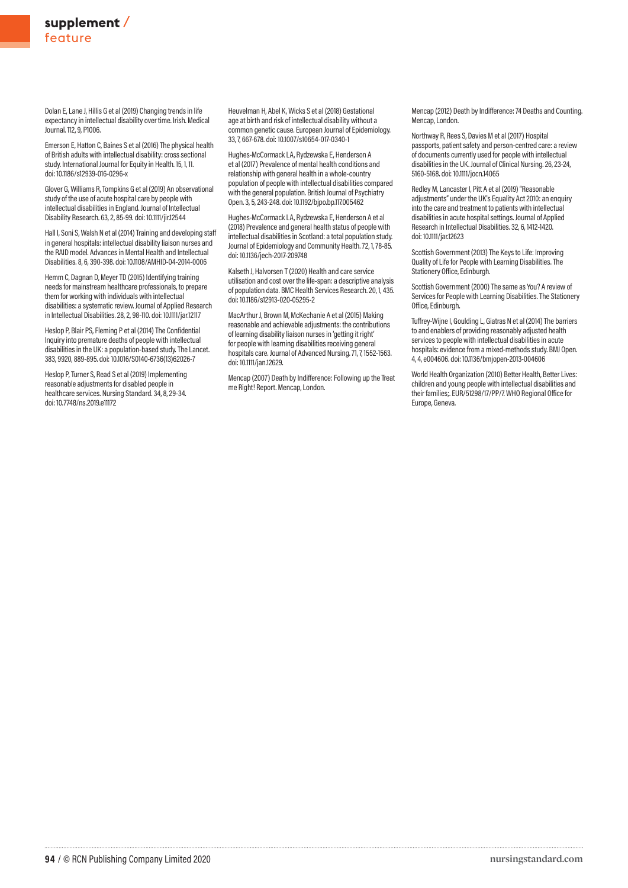Dolan E, Lane J, Hillis G et al (2019) Changing trends in life expectancy in intellectual disability over time. Irish. Medical Journal. 112, 9, P1006.

Emerson E, Hatton C, Baines S et al (2016) The physical health of British adults with intellectual disability: cross sectional study. International Journal for Equity in Health. 15, 1, 11. doi: 10.1186/s12939-016-0296-x

Glover G, Williams R, Tompkins G et al (2019) An observational study of the use of acute hospital care by people with intellectual disabilities in England. Journal of Intellectual Disability Research. 63, 2, 85-99. doi: 10.1111/jir.12544

Hall I, Soni S, Walsh N et al (2014) Training and developing staff in general hospitals: intellectual disability liaison nurses and the RAID model. Advances in Mental Health and Intellectual Disabilities. 8, 6, 390-398. doi: 10.1108/AMHID-04-2014-0006

Hemm C, Dagnan D, Meyer TD (2015) Identifying training needs for mainstream healthcare professionals, to prepare them for working with individuals with intellectual disabilities: a systematic review. Journal of Applied Research in Intellectual Disabilities. 28, 2, 98-110. doi: 10.1111/jar.12117

Heslop P, Blair PS, Fleming P et al (2014) The Confidential Inquiry into premature deaths of people with intellectual disabilities in the UK: a population-based study. The Lancet. 383, 9920, 889-895. doi: 10.1016/S0140-6736(13)62026-7

Heslop P, Turner S, Read S et al (2019) Implementing reasonable adjustments for disabled people in healthcare services. Nursing Standard. 34, 8, 29-34. doi: 10.7748/ns.2019.e11172

Heuvelman H, Abel K, Wicks S et al (2018) Gestational age at birth and risk of intellectual disability without a common genetic cause. European Journal of Epidemiology. 33, 7, 667-678. doi: 10.1007/s10654-017-0340-1

Hughes-McCormack LA, Rydzewska E, Henderson A et al (2017) Prevalence of mental health conditions and relationship with general health in a whole-country population of people with intellectual disabilities compared with the general population. British Journal of Psychiatry Open. 3, 5, 243-248. doi: 10.1192/bjpo.bp.117.005462

Hughes-McCormack LA, Rydzewska E, Henderson A et al (2018) Prevalence and general health status of people with intellectual disabilities in Scotland: a total population study. Journal of Epidemiology and Community Health. 72, 1, 78-85. doi: 10.1136/jech-2017-209748

Kalseth J, Halvorsen T (2020) Health and care service utilisation and cost over the life-span: a descriptive analysis of population data. BMC Health Services Research. 20, 1, 435. doi: 10.1186/s12913-020-05295-2

MacArthur J, Brown M, McKechanie A et al (2015) Making reasonable and achievable adjustments: the contributions of learning disability liaison nurses in 'getting it right' for people with learning disabilities receiving general hospitals care. Journal of Advanced Nursing. 71, 7, 1552-1563. doi: 10.1111/jan.12629.

Mencap (2007) Death by Indifference: Following up the Treat me Right! Report. Mencap, London.

Mencap (2012) Death by Indifference: 74 Deaths and Counting. Mencap, London.

Northway R, Rees S, Davies M et al (2017) Hospital passports, patient safety and person-centred care: a review of documents currently used for people with intellectual disabilities in the UK. Journal of Clinical Nursing. 26, 23-24, 5160-5168. doi: 10.1111/jocn.14065

Redley M, Lancaster I, Pitt A et al (2019) "Reasonable adjustments" under the UK's Equality Act 2010: an enquiry into the care and treatment to patients with intellectual disabilities in acute hospital settings. Journal of Applied Research in Intellectual Disabilities. 32, 6, 1412-1420. doi: 10.1111/jar.12623

Scottish Government (2013) The Keys to Life: Improving Quality of Life for People with Learning Disabilities. The Stationery Office, Edinburgh.

Scottish Government (2000) The same as You? A review of Services for People with Learning Disabilities. The Stationery Office, Edinburgh.

Tuffrey-Wijne I, Goulding L, Giatras N et al (2014) The barriers to and enablers of providing reasonably adjusted health services to people with intellectual disabilities in acute hospitals: evidence from a mixed-methods study. BMJ Open. 4, 4, e004606. doi: 10.1136/bmjopen-2013-004606

World Health Organization (2010) Better Health, Better Lives: children and young people with intellectual disabilities and their families;. EUR/51298/17/PP/7. WHO Regional Office for Europe, Geneva.